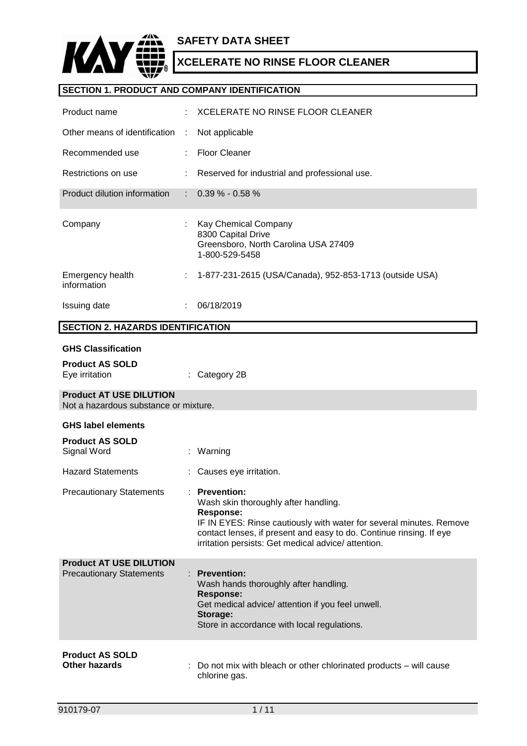# SAFETY DATA SHEET

## XCELERATE NO RINSE FLOOR CLEANER

## SECTION 1. PRODUCT AND COMPANY IDENTIFICATION

| | | |
|---|---|---|
| Product name | : | XCELERATE NO RINSE FLOOR CLEANER |
| Other means of identification | : | Not applicable |
| Recommended use | : | Floor Cleaner |
| Restrictions on use | : | Reserved for industrial and professional use. |
| Product dilution information | : | 0.39 % - 0.58 % |
| Company | : | Kay Chemical Company<br>8300 Capital Drive<br>Greensboro, North Carolina USA 27409<br>1-800-529-5458 |
| Emergency health information | : | 1-877-231-2615 (USA/Canada), 952-853-1713 (outside USA) |
| Issuing date | : | 06/18/2019 |

## SECTION 2. HAZARDS IDENTIFICATION

**GHS Classification**

**Product AS SOLD**

Eye irritation : Category 2B

**Product AT USE DILUTION**

Not a hazardous substance or mixture.

**GHS label elements**

**Product AS SOLD**

Signal Word : Warning

Hazard Statements : Causes eye irritation.

Precautionary Statements :

**Prevention:**
Wash skin thoroughly after handling.

**Response:**
IF IN EYES: Rinse cautiously with water for several minutes. Remove contact lenses, if present and easy to do. Continue rinsing. If eye irritation persists: Get medical advice/ attention.

**Product AT USE DILUTION**

Precautionary Statements :

**Prevention:**
Wash hands thoroughly after handling.

**Response:**
Get medical advice/ attention if you feel unwell.

**Storage:**
Store in accordance with local regulations.

**Product AS SOLD**

**Other hazards** : Do not mix with bleach or other chlorinated products – will cause chlorine gas.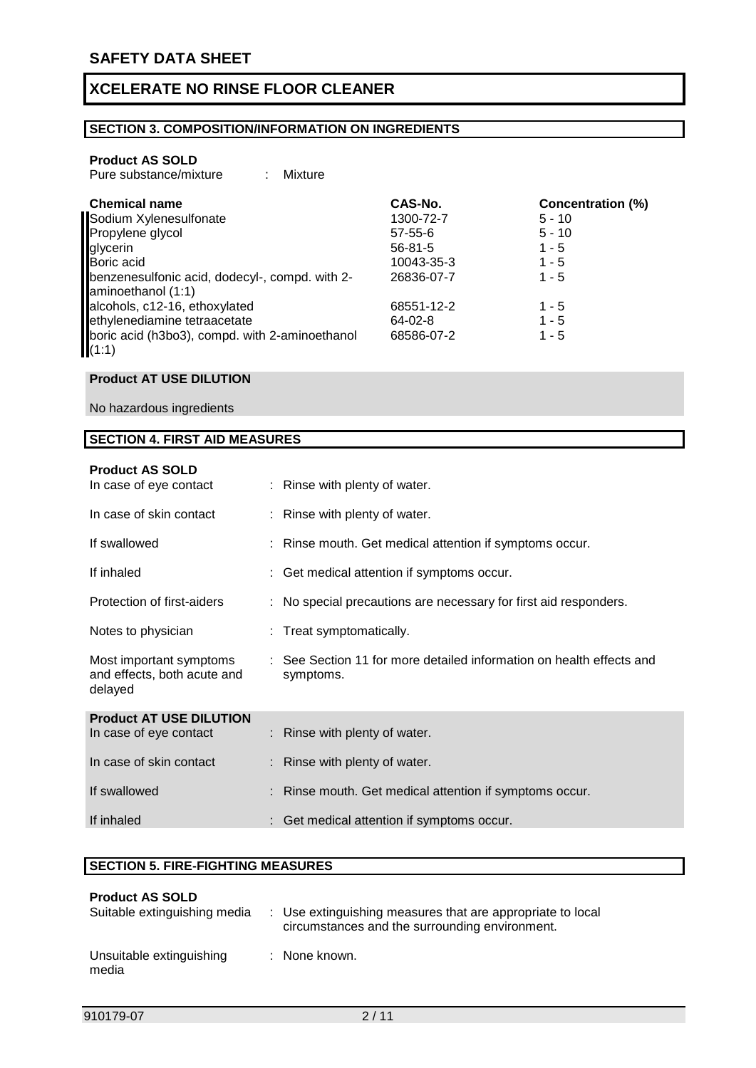## XCELERATE NO RINSE FLOOR CLEANER

### SECTION 3. COMPOSITION/INFORMATION ON INGREDIENTS

**Product AS SOLD**

Pure substance/mixture : Mixture

| Chemical name | CAS-No. | Concentration (%) |
|---|---|---|
| Sodium Xylenesulfonate | 1300-72-7 | 5 - 10 |
| Propylene glycol | 57-55-6 | 5 - 10 |
| glycerin | 56-81-5 | 1 - 5 |
| Boric acid | 10043-35-3 | 1 - 5 |
| benzenesulfonic acid, dodecyl-, compd. with 2-aminoethanol (1:1) | 26836-07-7 | 1 - 5 |
| alcohols, c12-16, ethoxylated | 68551-12-2 | 1 - 5 |
| ethylenediamine tetraacetate | 64-02-8 | 1 - 5 |
| boric acid (h3bo3), compd. with 2-aminoethanol (1:1) | 68586-07-2 | 1 - 5 |

**Product AT USE DILUTION**

No hazardous ingredients

### SECTION 4. FIRST AID MEASURES

**Product AS SOLD**

In case of eye contact : Rinse with plenty of water.

In case of skin contact : Rinse with plenty of water.

If swallowed : Rinse mouth. Get medical attention if symptoms occur.

If inhaled : Get medical attention if symptoms occur.

Protection of first-aiders : No special precautions are necessary for first aid responders.

Notes to physician : Treat symptomatically.

Most important symptoms and effects, both acute and delayed : See Section 11 for more detailed information on health effects and symptoms.

**Product AT USE DILUTION**

In case of eye contact : Rinse with plenty of water.

In case of skin contact : Rinse with plenty of water.

If swallowed : Rinse mouth. Get medical attention if symptoms occur.

If inhaled : Get medical attention if symptoms occur.

### SECTION 5. FIRE-FIGHTING MEASURES

**Product AS SOLD**

Suitable extinguishing media : Use extinguishing measures that are appropriate to local circumstances and the surrounding environment.

Unsuitable extinguishing media : None known.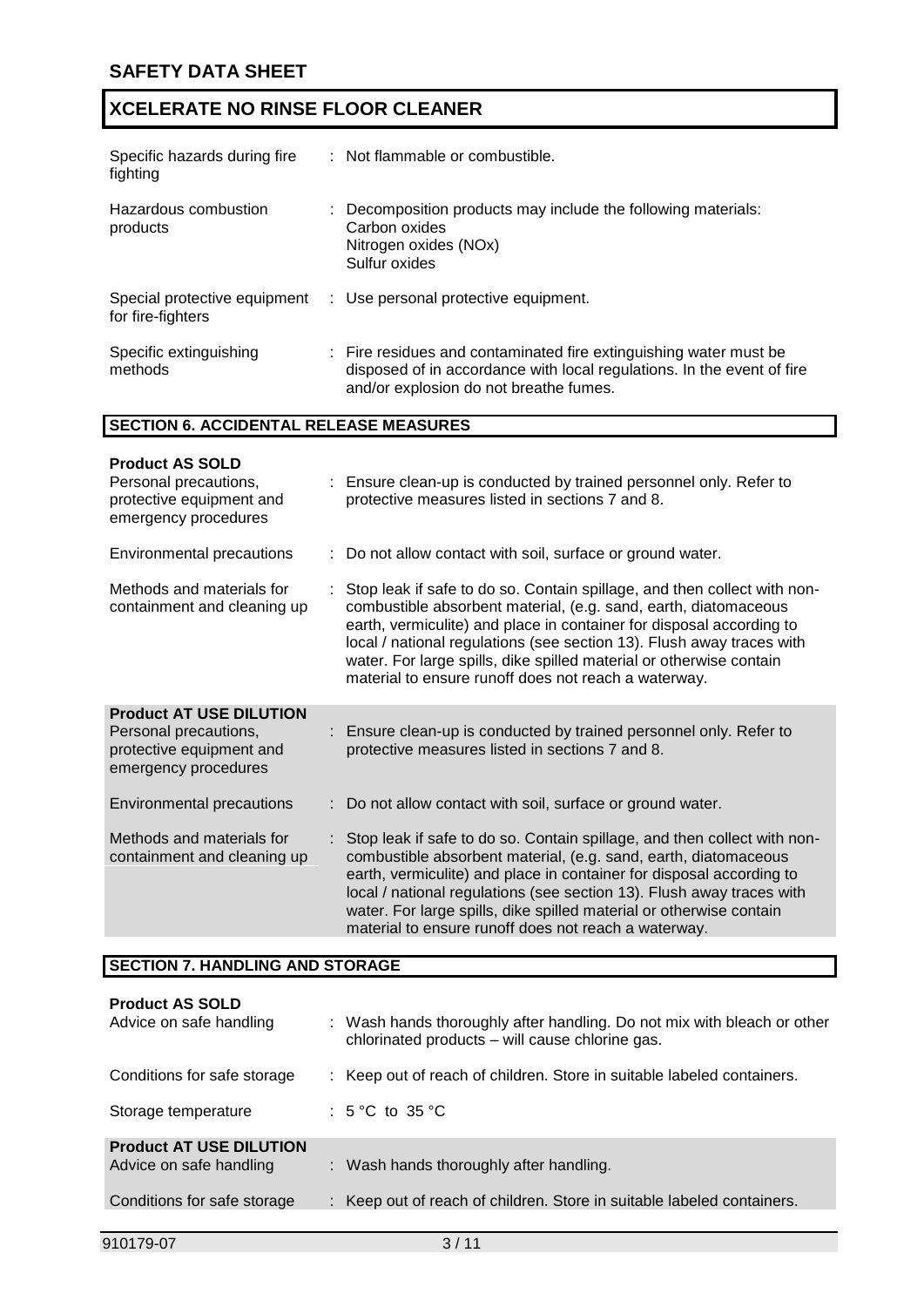| | |
|---|---|
| Specific hazards during fire fighting | : Not flammable or combustible. |
| Hazardous combustion products | : Decomposition products may include the following materials: Carbon oxides Nitrogen oxides (NOx) Sulfur oxides |
| Special protective equipment for fire-fighters | : Use personal protective equipment. |
| Specific extinguishing methods | : Fire residues and contaminated fire extinguishing water must be disposed of in accordance with local regulations. In the event of fire and/or explosion do not breathe fumes. |

## SECTION 6. ACCIDENTAL RELEASE MEASURES

**Product AS SOLD**

| | |
|---|---|
| Personal precautions, protective equipment and emergency procedures | : Ensure clean-up is conducted by trained personnel only. Refer to protective measures listed in sections 7 and 8. |
| Environmental precautions | : Do not allow contact with soil, surface or ground water. |
| Methods and materials for containment and cleaning up | : Stop leak if safe to do so. Contain spillage, and then collect with non-combustible absorbent material, (e.g. sand, earth, diatomaceous earth, vermiculite) and place in container for disposal according to local / national regulations (see section 13). Flush away traces with water. For large spills, dike spilled material or otherwise contain material to ensure runoff does not reach a waterway. |

**Product AT USE DILUTION**

| | |
|---|---|
| Personal precautions, protective equipment and emergency procedures | : Ensure clean-up is conducted by trained personnel only. Refer to protective measures listed in sections 7 and 8. |
| Environmental precautions | : Do not allow contact with soil, surface or ground water. |
| Methods and materials for containment and cleaning up | : Stop leak if safe to do so. Contain spillage, and then collect with non-combustible absorbent material, (e.g. sand, earth, diatomaceous earth, vermiculite) and place in container for disposal according to local / national regulations (see section 13). Flush away traces with water. For large spills, dike spilled material or otherwise contain material to ensure runoff does not reach a waterway. |

## SECTION 7. HANDLING AND STORAGE

**Product AS SOLD**

| | |
|---|---|
| Advice on safe handling | : Wash hands thoroughly after handling. Do not mix with bleach or other chlorinated products – will cause chlorine gas. |
| Conditions for safe storage | : Keep out of reach of children. Store in suitable labeled containers. |
| Storage temperature | : 5 °C to 35 °C |

**Product AT USE DILUTION**

| | |
|---|---|
| Advice on safe handling | : Wash hands thoroughly after handling. |
| Conditions for safe storage | : Keep out of reach of children. Store in suitable labeled containers. |

910179-07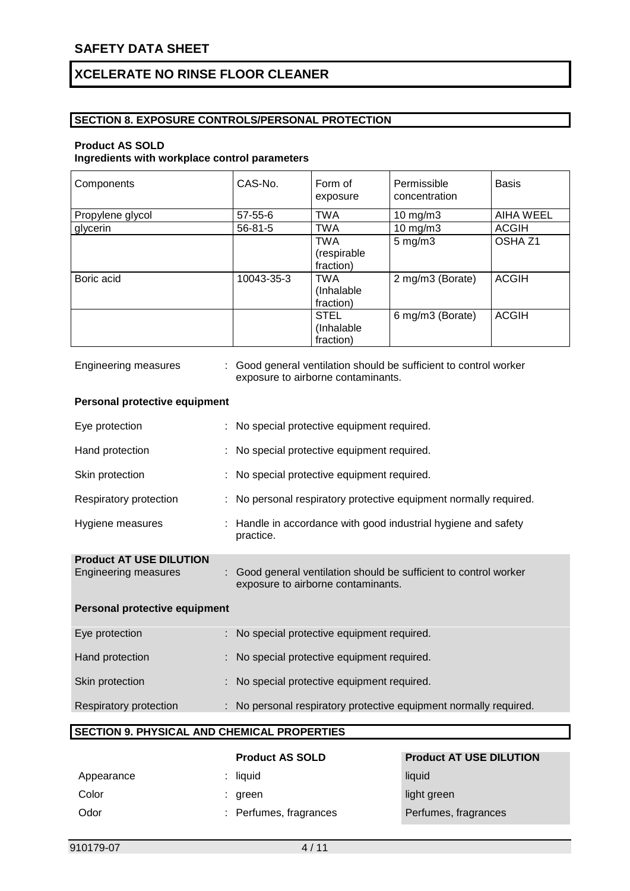## SECTION 8. EXPOSURE CONTROLS/PERSONAL PROTECTION

**Product AS SOLD**

**Ingredients with workplace control parameters**

| Components | CAS-No. | Form of exposure | Permissible concentration | Basis |
|---|---|---|---|---|
| Propylene glycol | 57-55-6 | TWA | 10 mg/m3 | AIHA WEEL |
| glycerin | 56-81-5 | TWA | 10 mg/m3 | ACGIH |
| | | TWA (respirable fraction) | 5 mg/m3 | OSHA Z1 |
| Boric acid | 10043-35-3 | TWA (Inhalable fraction) | 2 mg/m3 (Borate) | ACGIH |
| | | STEL (Inhalable fraction) | 6 mg/m3 (Borate) | ACGIH |

Engineering measures : Good general ventilation should be sufficient to control worker exposure to airborne contaminants.

**Personal protective equipment**

Eye protection : No special protective equipment required.

Hand protection : No special protective equipment required.

Skin protection : No special protective equipment required.

Respiratory protection : No personal respiratory protective equipment normally required.

Hygiene measures : Handle in accordance with good industrial hygiene and safety practice.

**Product AT USE DILUTION**

Engineering measures : Good general ventilation should be sufficient to control worker exposure to airborne contaminants.

**Personal protective equipment**

Eye protection : No special protective equipment required.

Hand protection : No special protective equipment required.

Skin protection : No special protective equipment required.

Respiratory protection : No personal respiratory protective equipment normally required.

## SECTION 9. PHYSICAL AND CHEMICAL PROPERTIES

| | Product AS SOLD | Product AT USE DILUTION |
|---|---|---|
| Appearance | liquid | liquid |
| Color | green | light green |
| Odor | Perfumes, fragrances | Perfumes, fragrances |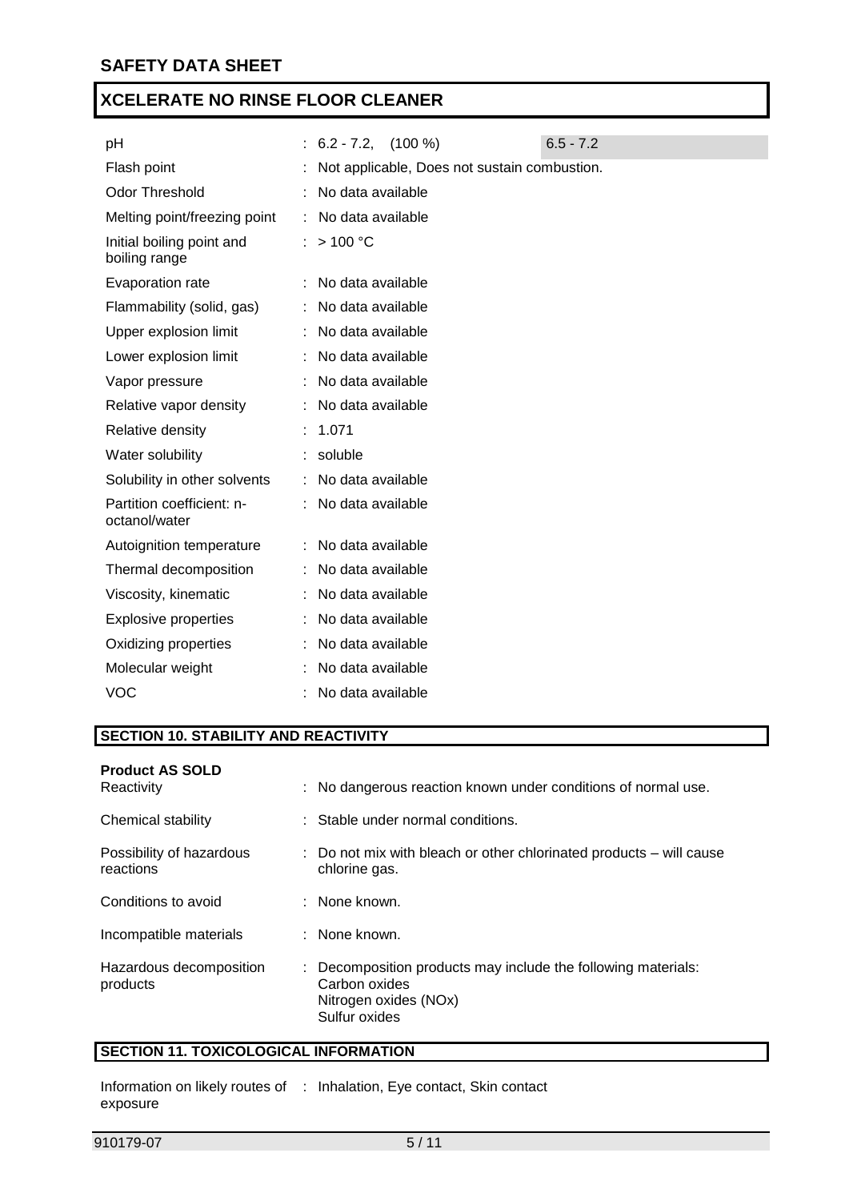| | | |
|---|---|---|
| pH | : 6.2 - 7.2, (100 %) | 6.5 - 7.2 |
| Flash point | : Not applicable, Does not sustain combustion. | |
| Odor Threshold | : No data available | |
| Melting point/freezing point | : No data available | |
| Initial boiling point and boiling range | : > 100 °C | |
| Evaporation rate | : No data available | |
| Flammability (solid, gas) | : No data available | |
| Upper explosion limit | : No data available | |
| Lower explosion limit | : No data available | |
| Vapor pressure | : No data available | |
| Relative vapor density | : No data available | |
| Relative density | : 1.071 | |
| Water solubility | : soluble | |
| Solubility in other solvents | : No data available | |
| Partition coefficient: n-octanol/water | : No data available | |
| Autoignition temperature | : No data available | |
| Thermal decomposition | : No data available | |
| Viscosity, kinematic | : No data available | |
| Explosive properties | : No data available | |
| Oxidizing properties | : No data available | |
| Molecular weight | : No data available | |
| VOC | : No data available | |

## SECTION 10. STABILITY AND REACTIVITY

**Product AS SOLD**

| | |
|---|---|
| Reactivity | : No dangerous reaction known under conditions of normal use. |
| Chemical stability | : Stable under normal conditions. |
| Possibility of hazardous reactions | : Do not mix with bleach or other chlorinated products – will cause chlorine gas. |
| Conditions to avoid | : None known. |
| Incompatible materials | : None known. |
| Hazardous decomposition products | : Decomposition products may include the following materials: Carbon oxides, Nitrogen oxides (NOx), Sulfur oxides |

## SECTION 11. TOXICOLOGICAL INFORMATION

| | |
|---|---|
| Information on likely routes of exposure | : Inhalation, Eye contact, Skin contact |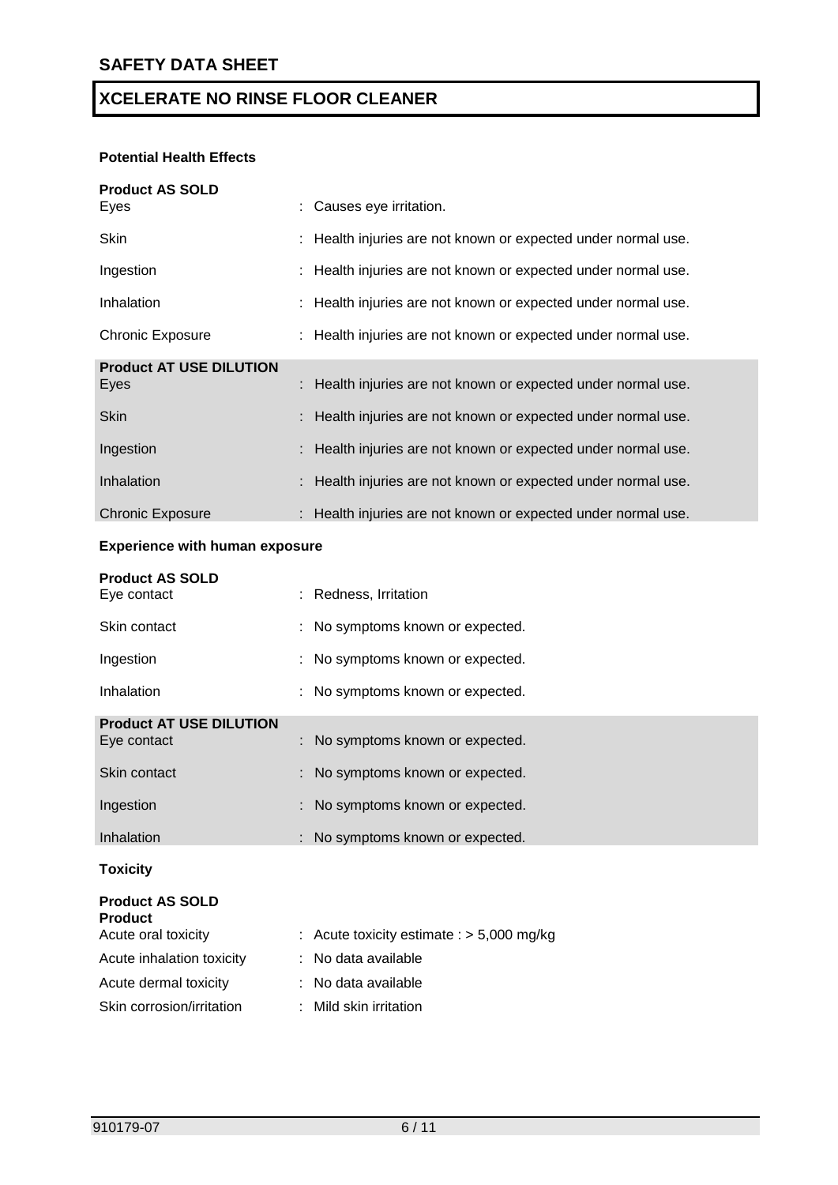**Potential Health Effects**

**Product AS SOLD**

| | |
|---|---|
| Eyes | : Causes eye irritation. |
| Skin | : Health injuries are not known or expected under normal use. |
| Ingestion | : Health injuries are not known or expected under normal use. |
| Inhalation | : Health injuries are not known or expected under normal use. |
| Chronic Exposure | : Health injuries are not known or expected under normal use. |

**Product AT USE DILUTION**

| | |
|---|---|
| Eyes | : Health injuries are not known or expected under normal use. |
| Skin | : Health injuries are not known or expected under normal use. |
| Ingestion | : Health injuries are not known or expected under normal use. |
| Inhalation | : Health injuries are not known or expected under normal use. |
| Chronic Exposure | : Health injuries are not known or expected under normal use. |

**Experience with human exposure**

**Product AS SOLD**

| | |
|---|---|
| Eye contact | : Redness, Irritation |
| Skin contact | : No symptoms known or expected. |
| Ingestion | : No symptoms known or expected. |
| Inhalation | : No symptoms known or expected. |

**Product AT USE DILUTION**

| | |
|---|---|
| Eye contact | : No symptoms known or expected. |
| Skin contact | : No symptoms known or expected. |
| Ingestion | : No symptoms known or expected. |
| Inhalation | : No symptoms known or expected. |

**Toxicity**

**Product AS SOLD**

**Product**

| | |
|---|---|
| Acute oral toxicity | : Acute toxicity estimate : > 5,000 mg/kg |
| Acute inhalation toxicity | : No data available |
| Acute dermal toxicity | : No data available |
| Skin corrosion/irritation | : Mild skin irritation |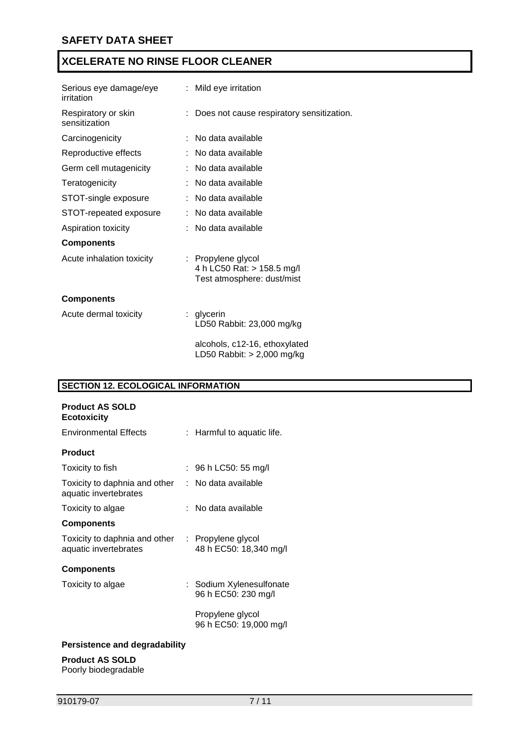Serious eye damage/eye irritation : Mild eye irritation

Respiratory or skin sensitization : Does not cause respiratory sensitization.

Carcinogenicity : No data available

Reproductive effects : No data available

Germ cell mutagenicity : No data available

Teratogenicity : No data available

STOT-single exposure : No data available

STOT-repeated exposure : No data available

Aspiration toxicity : No data available

**Components**

Acute inhalation toxicity : Propylene glycol
4 h LC50 Rat: > 158.5 mg/l
Test atmosphere: dust/mist

**Components**

Acute dermal toxicity : glycerin
LD50 Rabbit: 23,000 mg/kg

alcohols, c12-16, ethoxylated
LD50 Rabbit: > 2,000 mg/kg

## SECTION 12. ECOLOGICAL INFORMATION

**Product AS SOLD**
**Ecotoxicity**

Environmental Effects : Harmful to aquatic life.

**Product**

Toxicity to fish : 96 h LC50: 55 mg/l

Toxicity to daphnia and other aquatic invertebrates : No data available

Toxicity to algae : No data available

**Components**

Toxicity to daphnia and other aquatic invertebrates : Propylene glycol
48 h EC50: 18,340 mg/l

**Components**

Toxicity to algae : Sodium Xylenesulfonate
96 h EC50: 230 mg/l

Propylene glycol
96 h EC50: 19,000 mg/l

**Persistence and degradability**

**Product AS SOLD**
Poorly biodegradable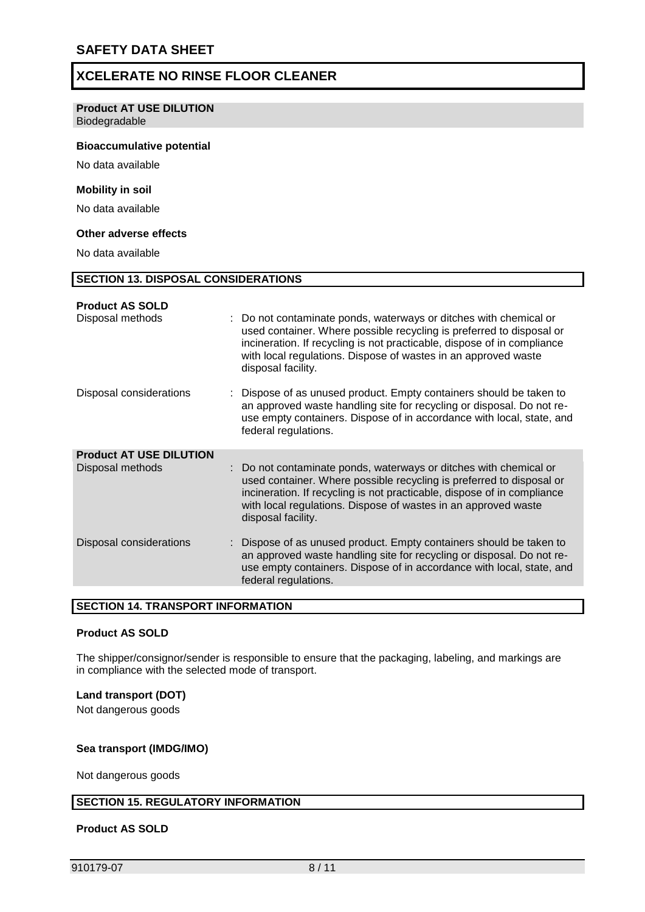**Product AT USE DILUTION**
Biodegradable

**Bioaccumulative potential**

No data available

**Mobility in soil**

No data available

**Other adverse effects**

No data available

## SECTION 13. DISPOSAL CONSIDERATIONS

**Product AS SOLD**

| | |
|---|---|
| Disposal methods | : Do not contaminate ponds, waterways or ditches with chemical or used container. Where possible recycling is preferred to disposal or incineration. If recycling is not practicable, dispose of in compliance with local regulations. Dispose of wastes in an approved waste disposal facility. |
| Disposal considerations | : Dispose of as unused product. Empty containers should be taken to an approved waste handling site for recycling or disposal. Do not re-use empty containers. Dispose of in accordance with local, state, and federal regulations. |

**Product AT USE DILUTION**

| | |
|---|---|
| Disposal methods | : Do not contaminate ponds, waterways or ditches with chemical or used container. Where possible recycling is preferred to disposal or incineration. If recycling is not practicable, dispose of in compliance with local regulations. Dispose of wastes in an approved waste disposal facility. |
| Disposal considerations | : Dispose of as unused product. Empty containers should be taken to an approved waste handling site for recycling or disposal. Do not re-use empty containers. Dispose of in accordance with local, state, and federal regulations. |

## SECTION 14. TRANSPORT INFORMATION

**Product AS SOLD**

The shipper/consignor/sender is responsible to ensure that the packaging, labeling, and markings are in compliance with the selected mode of transport.

**Land transport (DOT)**
Not dangerous goods

**Sea transport (IMDG/IMO)**

Not dangerous goods

## SECTION 15. REGULATORY INFORMATION

**Product AS SOLD**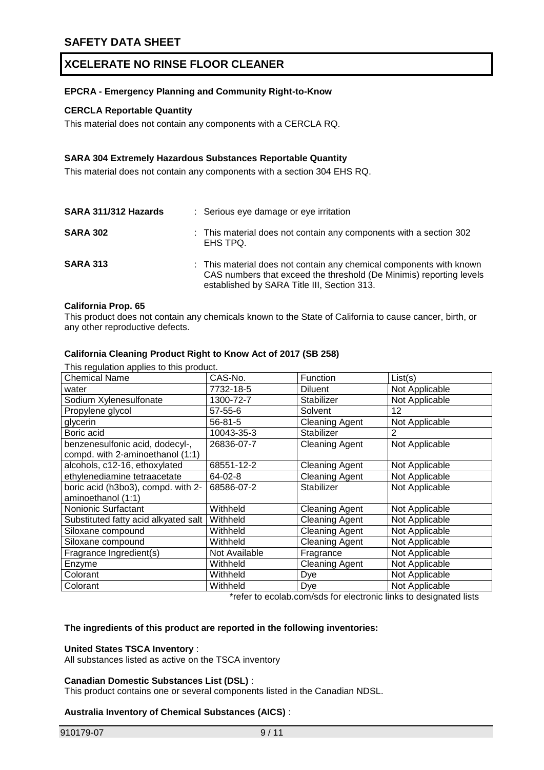#### EPCRA - Emergency Planning and Community Right-to-Know

**CERCLA Reportable Quantity**

This material does not contain any components with a CERCLA RQ.

**SARA 304 Extremely Hazardous Substances Reportable Quantity**

This material does not contain any components with a section 304 EHS RQ.

**SARA 311/312 Hazards** : Serious eye damage or eye irritation

**SARA 302** : This material does not contain any components with a section 302 EHS TPQ.

**SARA 313** : This material does not contain any chemical components with known CAS numbers that exceed the threshold (De Minimis) reporting levels established by SARA Title III, Section 313.

**California Prop. 65**

This product does not contain any chemicals known to the State of California to cause cancer, birth, or any other reproductive defects.

**California Cleaning Product Right to Know Act of 2017 (SB 258)**

This regulation applies to this product.

| Chemical Name | CAS-No. | Function | List(s) |
|---|---|---|---|
| water | 7732-18-5 | Diluent | Not Applicable |
| Sodium Xylenesulfonate | 1300-72-7 | Stabilizer | Not Applicable |
| Propylene glycol | 57-55-6 | Solvent | 12 |
| glycerin | 56-81-5 | Cleaning Agent | Not Applicable |
| Boric acid | 10043-35-3 | Stabilizer | 2 |
| benzenesulfonic acid, dodecyl-, compd. with 2-aminoethanol (1:1) | 26836-07-7 | Cleaning Agent | Not Applicable |
| alcohols, c12-16, ethoxylated | 68551-12-2 | Cleaning Agent | Not Applicable |
| ethylenediamine tetraacetate | 64-02-8 | Cleaning Agent | Not Applicable |
| boric acid (h3bo3), compd. with 2-aminoethanol (1:1) | 68586-07-2 | Stabilizer | Not Applicable |
| Nonionic Surfactant | Withheld | Cleaning Agent | Not Applicable |
| Substituted fatty acid alkyated salt | Withheld | Cleaning Agent | Not Applicable |
| Siloxane compound | Withheld | Cleaning Agent | Not Applicable |
| Siloxane compound | Withheld | Cleaning Agent | Not Applicable |
| Fragrance Ingredient(s) | Not Available | Fragrance | Not Applicable |
| Enzyme | Withheld | Cleaning Agent | Not Applicable |
| Colorant | Withheld | Dye | Not Applicable |
| Colorant | Withheld | Dye | Not Applicable |

*refer to ecolab.com/sds for electronic links to designated lists

**The ingredients of this product are reported in the following inventories:**

**United States TSCA Inventory** :

All substances listed as active on the TSCA inventory

**Canadian Domestic Substances List (DSL)** :

This product contains one or several components listed in the Canadian NDSL.

**Australia Inventory of Chemical Substances (AICS)** :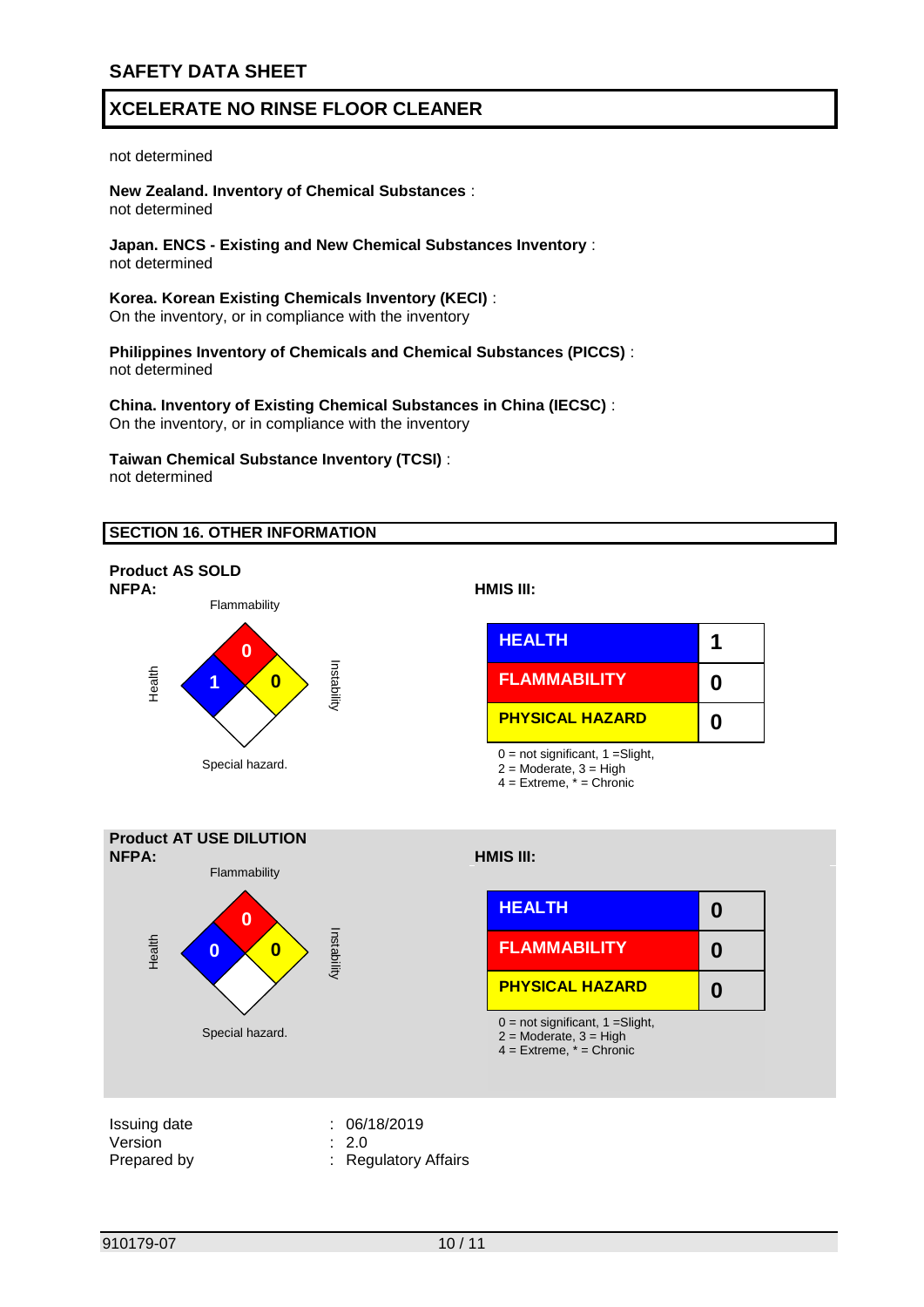not determined

**New Zealand. Inventory of Chemical Substances** :
not determined

**Japan. ENCS - Existing and New Chemical Substances Inventory** :
not determined

**Korea. Korean Existing Chemicals Inventory (KECI)** :
On the inventory, or in compliance with the inventory

**Philippines Inventory of Chemicals and Chemical Substances (PICCS)** :
not determined

**China. Inventory of Existing Chemical Substances in China (IECSC)** :
On the inventory, or in compliance with the inventory

**Taiwan Chemical Substance Inventory (TCSI)** :
not determined

## SECTION 16. OTHER INFORMATION

**Product AS SOLD**

**NFPA:**

Flammability: 0
Health: 1
Instability: 0
Special hazard.

**HMIS III:**

| HEALTH | 1 |
|---|---|
| FLAMMABILITY | 0 |
| PHYSICAL HAZARD | 0 |

0 = not significant, 1 =Slight,
2 = Moderate, 3 = High
4 = Extreme, * = Chronic

**Product AT USE DILUTION**

**NFPA:**

Flammability: 0
Health: 0
Instability: 0
Special hazard.

**HMIS III:**

| HEALTH | 0 |
|---|---|
| FLAMMABILITY | 0 |
| PHYSICAL HAZARD | 0 |

0 = not significant, 1 =Slight,
2 = Moderate, 3 = High
4 = Extreme, * = Chronic

Issuing date : 06/18/2019
Version : 2.0
Prepared by : Regulatory Affairs

910179-07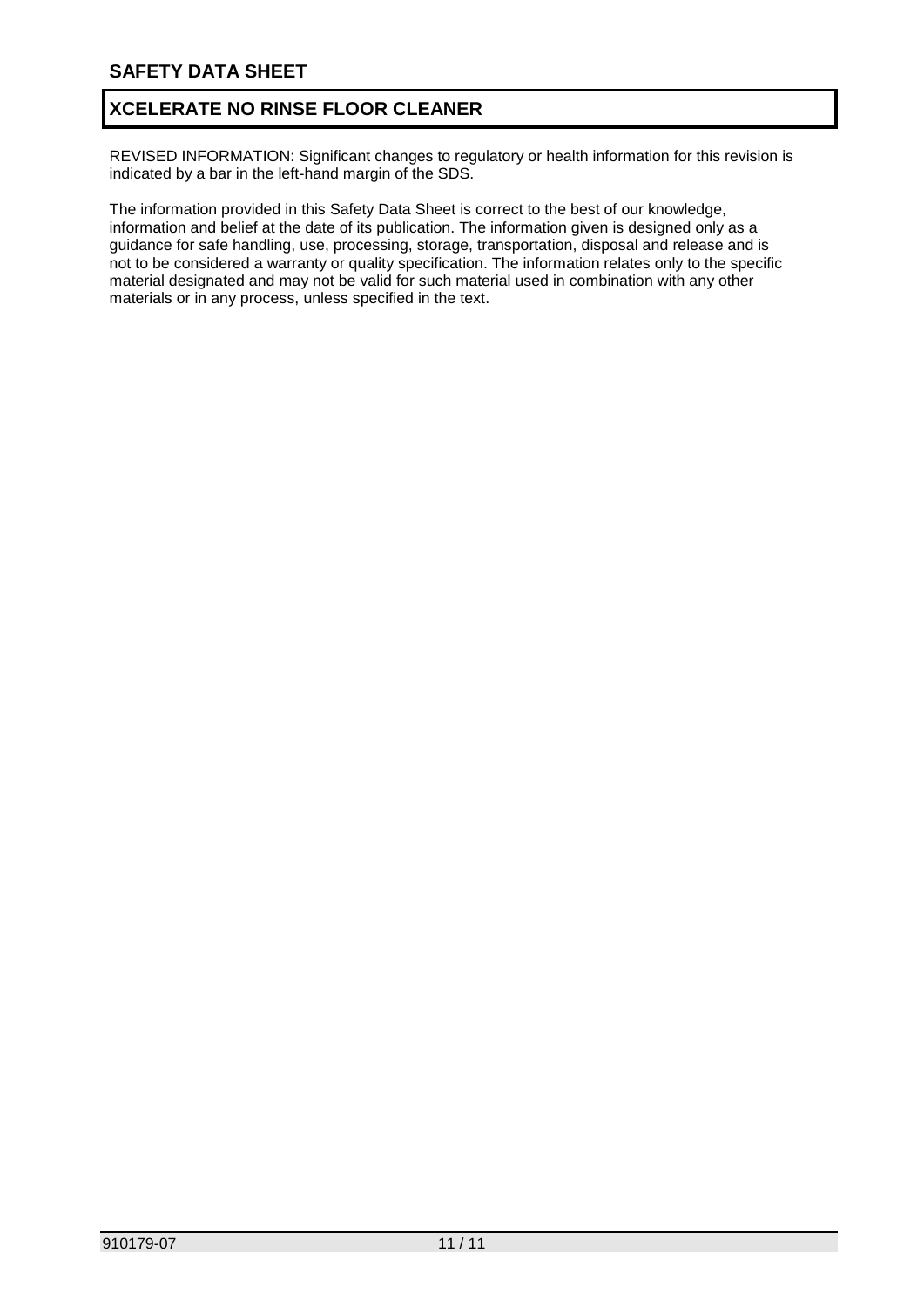REVISED INFORMATION: Significant changes to regulatory or health information for this revision is indicated by a bar in the left-hand margin of the SDS.

The information provided in this Safety Data Sheet is correct to the best of our knowledge, information and belief at the date of its publication. The information given is designed only as a guidance for safe handling, use, processing, storage, transportation, disposal and release and is not to be considered a warranty or quality specification. The information relates only to the specific material designated and may not be valid for such material used in combination with any other materials or in any process, unless specified in the text.